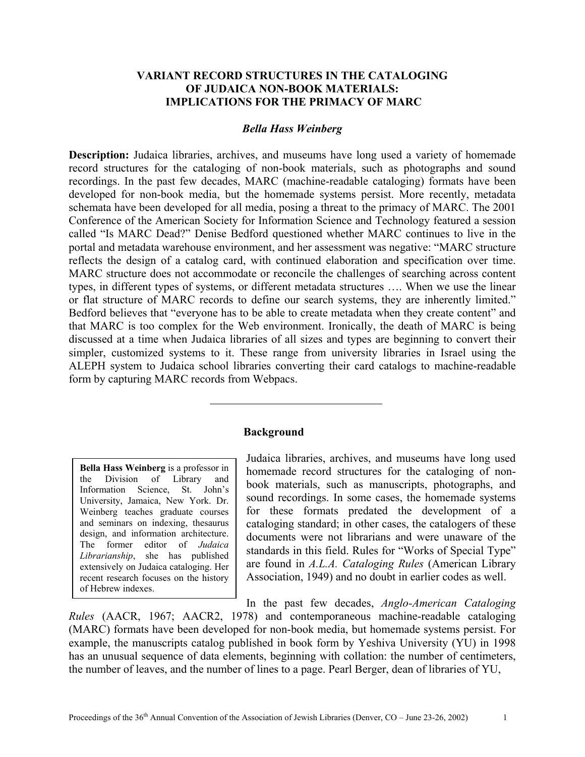# VARIANT RECORD STRUCTURES IN THE CATALOGING OF JUDAICA NON-BOOK MATERIALS: IMPLICATIONS FOR THE PRIMACY OF MARC

***Bella Hass Weinberg***

**Description:** Judaica libraries, archives, and museums have long used a variety of homemade record structures for the cataloging of non-book materials, such as photographs and sound recordings. In the past few decades, MARC (machine-readable cataloging) formats have been developed for non-book media, but the homemade systems persist. More recently, metadata schemata have been developed for all media, posing a threat to the primacy of MARC. The 2001 Conference of the American Society for Information Science and Technology featured a session called "Is MARC Dead?" Denise Bedford questioned whether MARC continues to live in the portal and metadata warehouse environment, and her assessment was negative: "MARC structure reflects the design of a catalog card, with continued elaboration and specification over time. MARC structure does not accommodate or reconcile the challenges of searching across content types, in different types of systems, or different metadata structures …. When we use the linear or flat structure of MARC records to define our search systems, they are inherently limited." Bedford believes that "everyone has to be able to create metadata when they create content" and that MARC is too complex for the Web environment. Ironically, the death of MARC is being discussed at a time when Judaica libraries of all sizes and types are beginning to convert their simpler, customized systems to it. These range from university libraries in Israel using the ALEPH system to Judaica school libraries converting their card catalogs to machine-readable form by capturing MARC records from Webpacs.

---

## Background

**Bella Hass Weinberg** is a professor in the Division of Library and Information Science, St. John's University, Jamaica, New York. Dr. Weinberg teaches graduate courses and seminars on indexing, thesaurus design, and information architecture. The former editor of *Judaica Librarianship*, she has published extensively on Judaica cataloging. Her recent research focuses on the history of Hebrew indexes.

Judaica libraries, archives, and museums have long used homemade record structures for the cataloging of non-book materials, such as manuscripts, photographs, and sound recordings. In some cases, the homemade systems for these formats predated the development of a cataloging standard; in other cases, the catalogers of these documents were not librarians and were unaware of the standards in this field. Rules for "Works of Special Type" are found in *A.L.A. Cataloging Rules* (American Library Association, 1949) and no doubt in earlier codes as well.

In the past few decades, *Anglo-American Cataloging Rules* (AACR, 1967; AACR2, 1978) and contemporaneous machine-readable cataloging (MARC) formats have been developed for non-book media, but homemade systems persist. For example, the manuscripts catalog published in book form by Yeshiva University (YU) in 1998 has an unusual sequence of data elements, beginning with collation: the number of centimeters, the number of leaves, and the number of lines to a page. Pearl Berger, dean of libraries of YU,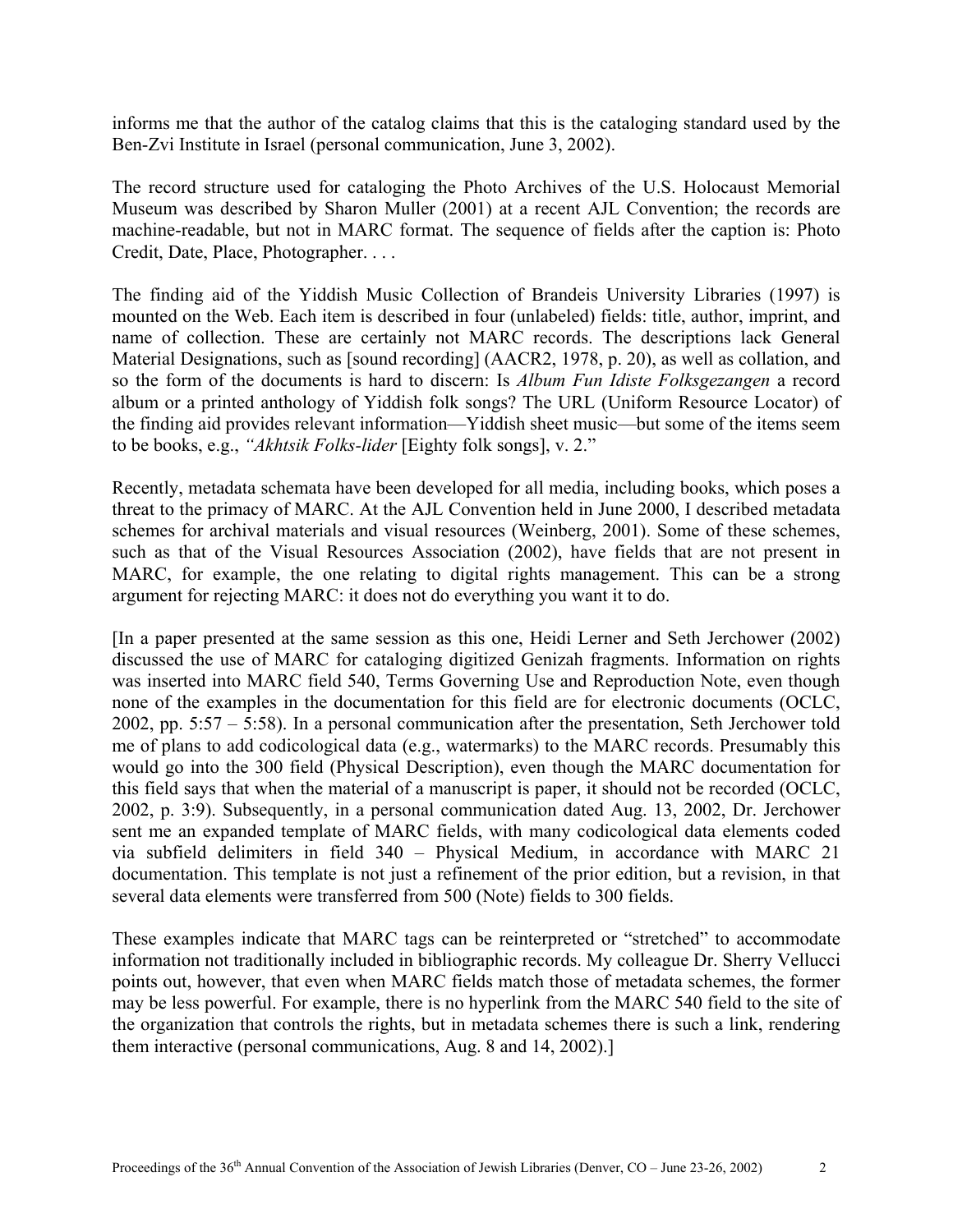informs me that the author of the catalog claims that this is the cataloging standard used by the Ben-Zvi Institute in Israel (personal communication, June 3, 2002).

The record structure used for cataloging the Photo Archives of the U.S. Holocaust Memorial Museum was described by Sharon Muller (2001) at a recent AJL Convention; the records are machine-readable, but not in MARC format. The sequence of fields after the caption is: Photo Credit, Date, Place, Photographer. . . .

The finding aid of the Yiddish Music Collection of Brandeis University Libraries (1997) is mounted on the Web. Each item is described in four (unlabeled) fields: title, author, imprint, and name of collection. These are certainly not MARC records. The descriptions lack General Material Designations, such as [sound recording] (AACR2, 1978, p. 20), as well as collation, and so the form of the documents is hard to discern: Is *Album Fun Idiste Folksgezangen* a record album or a printed anthology of Yiddish folk songs? The URL (Uniform Resource Locator) of the finding aid provides relevant information—Yiddish sheet music—but some of the items seem to be books, e.g., *"Akhtsik Folks-lider* [Eighty folk songs], v. 2."

Recently, metadata schemata have been developed for all media, including books, which poses a threat to the primacy of MARC. At the AJL Convention held in June 2000, I described metadata schemes for archival materials and visual resources (Weinberg, 2001). Some of these schemes, such as that of the Visual Resources Association (2002), have fields that are not present in MARC, for example, the one relating to digital rights management. This can be a strong argument for rejecting MARC: it does not do everything you want it to do.

[In a paper presented at the same session as this one, Heidi Lerner and Seth Jerchower (2002) discussed the use of MARC for cataloging digitized Genizah fragments. Information on rights was inserted into MARC field 540, Terms Governing Use and Reproduction Note, even though none of the examples in the documentation for this field are for electronic documents (OCLC, 2002, pp. 5:57 – 5:58). In a personal communication after the presentation, Seth Jerchower told me of plans to add codicological data (e.g., watermarks) to the MARC records. Presumably this would go into the 300 field (Physical Description), even though the MARC documentation for this field says that when the material of a manuscript is paper, it should not be recorded (OCLC, 2002, p. 3:9). Subsequently, in a personal communication dated Aug. 13, 2002, Dr. Jerchower sent me an expanded template of MARC fields, with many codicological data elements coded via subfield delimiters in field 340 – Physical Medium, in accordance with MARC 21 documentation. This template is not just a refinement of the prior edition, but a revision, in that several data elements were transferred from 500 (Note) fields to 300 fields.

These examples indicate that MARC tags can be reinterpreted or "stretched" to accommodate information not traditionally included in bibliographic records. My colleague Dr. Sherry Vellucci points out, however, that even when MARC fields match those of metadata schemes, the former may be less powerful. For example, there is no hyperlink from the MARC 540 field to the site of the organization that controls the rights, but in metadata schemes there is such a link, rendering them interactive (personal communications, Aug. 8 and 14, 2002).]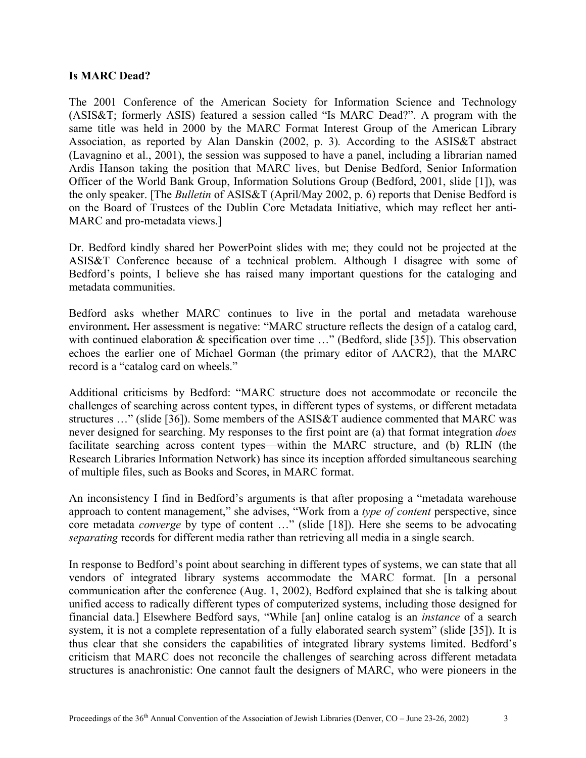**Is MARC Dead?**

The 2001 Conference of the American Society for Information Science and Technology (ASIS&T; formerly ASIS) featured a session called "Is MARC Dead?". A program with the same title was held in 2000 by the MARC Format Interest Group of the American Library Association, as reported by Alan Danskin (2002, p. 3). According to the ASIS&T abstract (Lavagnino et al., 2001), the session was supposed to have a panel, including a librarian named Ardis Hanson taking the position that MARC lives, but Denise Bedford, Senior Information Officer of the World Bank Group, Information Solutions Group (Bedford, 2001, slide [1]), was the only speaker. [The *Bulletin* of ASIS&T (April/May 2002, p. 6) reports that Denise Bedford is on the Board of Trustees of the Dublin Core Metadata Initiative, which may reflect her anti-MARC and pro-metadata views.]

Dr. Bedford kindly shared her PowerPoint slides with me; they could not be projected at the ASIS&T Conference because of a technical problem. Although I disagree with some of Bedford's points, I believe she has raised many important questions for the cataloging and metadata communities.

Bedford asks whether MARC continues to live in the portal and metadata warehouse environment**.** Her assessment is negative: "MARC structure reflects the design of a catalog card, with continued elaboration & specification over time …" (Bedford, slide [35]). This observation echoes the earlier one of Michael Gorman (the primary editor of AACR2), that the MARC record is a "catalog card on wheels."

Additional criticisms by Bedford: "MARC structure does not accommodate or reconcile the challenges of searching across content types, in different types of systems, or different metadata structures …" (slide [36]). Some members of the ASIS&T audience commented that MARC was never designed for searching. My responses to the first point are (a) that format integration *does* facilitate searching across content types—within the MARC structure, and (b) RLIN (the Research Libraries Information Network) has since its inception afforded simultaneous searching of multiple files, such as Books and Scores, in MARC format.

An inconsistency I find in Bedford's arguments is that after proposing a "metadata warehouse approach to content management," she advises, "Work from a *type of content* perspective, since core metadata *converge* by type of content …" (slide [18]). Here she seems to be advocating *separating* records for different media rather than retrieving all media in a single search.

In response to Bedford's point about searching in different types of systems, we can state that all vendors of integrated library systems accommodate the MARC format. [In a personal communication after the conference (Aug. 1, 2002), Bedford explained that she is talking about unified access to radically different types of computerized systems, including those designed for financial data.] Elsewhere Bedford says, "While [an] online catalog is an *instance* of a search system, it is not a complete representation of a fully elaborated search system" (slide [35]). It is thus clear that she considers the capabilities of integrated library systems limited. Bedford's criticism that MARC does not reconcile the challenges of searching across different metadata structures is anachronistic: One cannot fault the designers of MARC, who were pioneers in the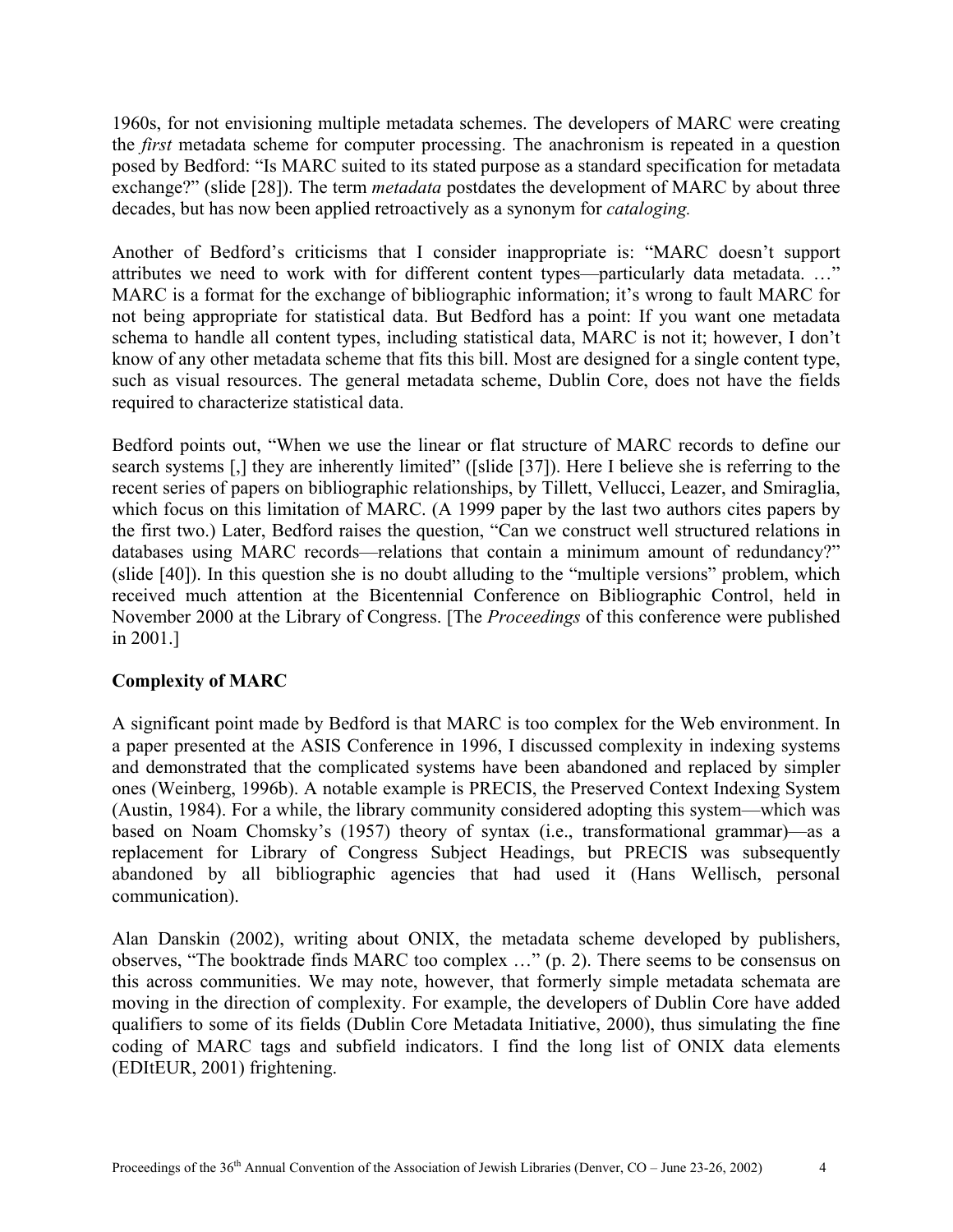1960s, for not envisioning multiple metadata schemes. The developers of MARC were creating the *first* metadata scheme for computer processing. The anachronism is repeated in a question posed by Bedford: "Is MARC suited to its stated purpose as a standard specification for metadata exchange?" (slide [28]). The term *metadata* postdates the development of MARC by about three decades, but has now been applied retroactively as a synonym for *cataloging.*

Another of Bedford's criticisms that I consider inappropriate is: "MARC doesn't support attributes we need to work with for different content types—particularly data metadata. …" MARC is a format for the exchange of bibliographic information; it's wrong to fault MARC for not being appropriate for statistical data. But Bedford has a point: If you want one metadata schema to handle all content types, including statistical data, MARC is not it; however, I don't know of any other metadata scheme that fits this bill. Most are designed for a single content type, such as visual resources. The general metadata scheme, Dublin Core, does not have the fields required to characterize statistical data.

Bedford points out, "When we use the linear or flat structure of MARC records to define our search systems [,] they are inherently limited" ([slide [37]). Here I believe she is referring to the recent series of papers on bibliographic relationships, by Tillett, Vellucci, Leazer, and Smiraglia, which focus on this limitation of MARC. (A 1999 paper by the last two authors cites papers by the first two.) Later, Bedford raises the question, "Can we construct well structured relations in databases using MARC records—relations that contain a minimum amount of redundancy?" (slide [40]). In this question she is no doubt alluding to the "multiple versions" problem, which received much attention at the Bicentennial Conference on Bibliographic Control, held in November 2000 at the Library of Congress. [The *Proceedings* of this conference were published in 2001.]

**Complexity of MARC**

A significant point made by Bedford is that MARC is too complex for the Web environment. In a paper presented at the ASIS Conference in 1996, I discussed complexity in indexing systems and demonstrated that the complicated systems have been abandoned and replaced by simpler ones (Weinberg, 1996b). A notable example is PRECIS, the Preserved Context Indexing System (Austin, 1984). For a while, the library community considered adopting this system—which was based on Noam Chomsky's (1957) theory of syntax (i.e., transformational grammar)—as a replacement for Library of Congress Subject Headings, but PRECIS was subsequently abandoned by all bibliographic agencies that had used it (Hans Wellisch, personal communication).

Alan Danskin (2002), writing about ONIX, the metadata scheme developed by publishers, observes, "The booktrade finds MARC too complex …" (p. 2). There seems to be consensus on this across communities. We may note, however, that formerly simple metadata schemata are moving in the direction of complexity. For example, the developers of Dublin Core have added qualifiers to some of its fields (Dublin Core Metadata Initiative, 2000), thus simulating the fine coding of MARC tags and subfield indicators. I find the long list of ONIX data elements (EDItEUR, 2001) frightening.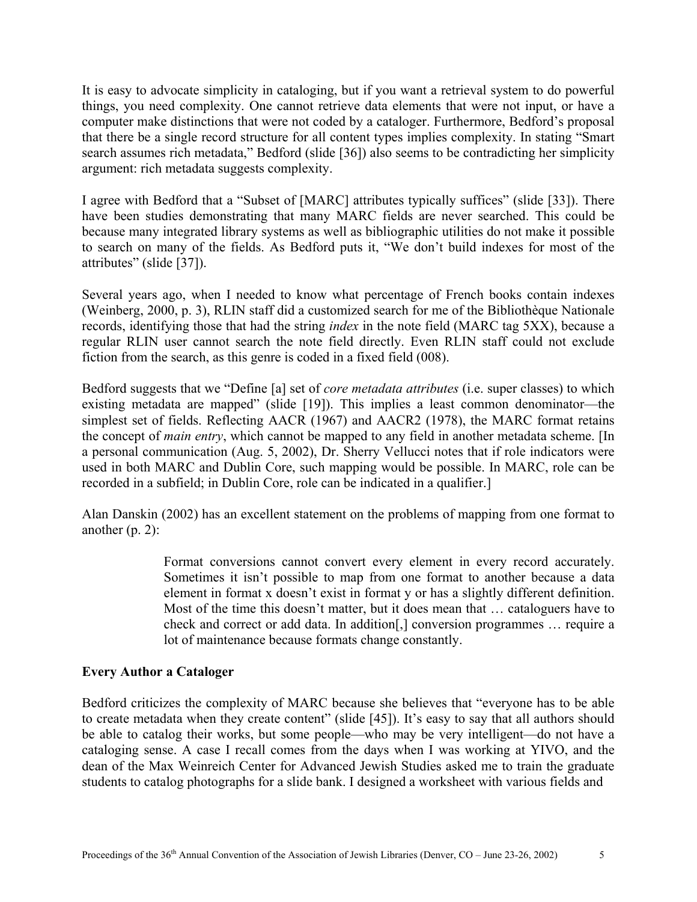It is easy to advocate simplicity in cataloging, but if you want a retrieval system to do powerful things, you need complexity. One cannot retrieve data elements that were not input, or have a computer make distinctions that were not coded by a cataloger. Furthermore, Bedford's proposal that there be a single record structure for all content types implies complexity. In stating "Smart search assumes rich metadata," Bedford (slide [36]) also seems to be contradicting her simplicity argument: rich metadata suggests complexity.

I agree with Bedford that a "Subset of [MARC] attributes typically suffices" (slide [33]). There have been studies demonstrating that many MARC fields are never searched. This could be because many integrated library systems as well as bibliographic utilities do not make it possible to search on many of the fields. As Bedford puts it, "We don't build indexes for most of the attributes" (slide [37]).

Several years ago, when I needed to know what percentage of French books contain indexes (Weinberg, 2000, p. 3), RLIN staff did a customized search for me of the Bibliothèque Nationale records, identifying those that had the string *index* in the note field (MARC tag 5XX), because a regular RLIN user cannot search the note field directly. Even RLIN staff could not exclude fiction from the search, as this genre is coded in a fixed field (008).

Bedford suggests that we "Define [a] set of *core metadata attributes* (i.e. super classes) to which existing metadata are mapped" (slide [19]). This implies a least common denominator—the simplest set of fields. Reflecting AACR (1967) and AACR2 (1978), the MARC format retains the concept of *main entry*, which cannot be mapped to any field in another metadata scheme. [In a personal communication (Aug. 5, 2002), Dr. Sherry Vellucci notes that if role indicators were used in both MARC and Dublin Core, such mapping would be possible. In MARC, role can be recorded in a subfield; in Dublin Core, role can be indicated in a qualifier.]

Alan Danskin (2002) has an excellent statement on the problems of mapping from one format to another (p. 2):

> Format conversions cannot convert every element in every record accurately. Sometimes it isn't possible to map from one format to another because a data element in format x doesn't exist in format y or has a slightly different definition. Most of the time this doesn't matter, but it does mean that … cataloguers have to check and correct or add data. In addition[,] conversion programmes … require a lot of maintenance because formats change constantly.

**Every Author a Cataloger**

Bedford criticizes the complexity of MARC because she believes that "everyone has to be able to create metadata when they create content" (slide [45]). It's easy to say that all authors should be able to catalog their works, but some people—who may be very intelligent—do not have a cataloging sense. A case I recall comes from the days when I was working at YIVO, and the dean of the Max Weinreich Center for Advanced Jewish Studies asked me to train the graduate students to catalog photographs for a slide bank. I designed a worksheet with various fields and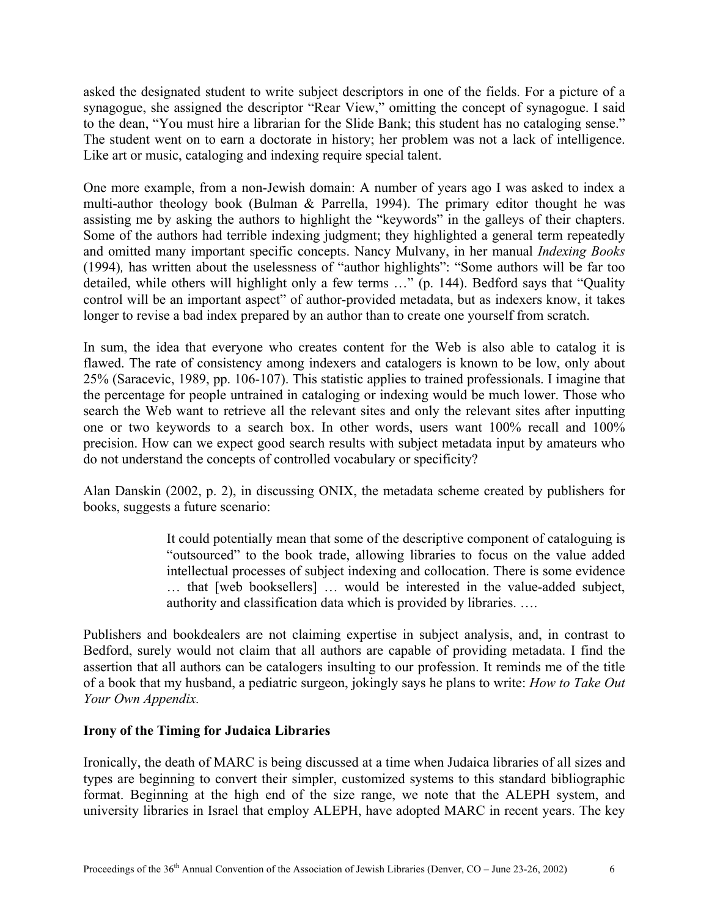asked the designated student to write subject descriptors in one of the fields. For a picture of a synagogue, she assigned the descriptor "Rear View," omitting the concept of synagogue. I said to the dean, "You must hire a librarian for the Slide Bank; this student has no cataloging sense." The student went on to earn a doctorate in history; her problem was not a lack of intelligence. Like art or music, cataloging and indexing require special talent.

One more example, from a non-Jewish domain: A number of years ago I was asked to index a multi-author theology book (Bulman & Parrella, 1994). The primary editor thought he was assisting me by asking the authors to highlight the "keywords" in the galleys of their chapters. Some of the authors had terrible indexing judgment; they highlighted a general term repeatedly and omitted many important specific concepts. Nancy Mulvany, in her manual *Indexing Books* (1994)*,* has written about the uselessness of "author highlights": "Some authors will be far too detailed, while others will highlight only a few terms …" (p. 144). Bedford says that "Quality control will be an important aspect" of author-provided metadata, but as indexers know, it takes longer to revise a bad index prepared by an author than to create one yourself from scratch.

In sum, the idea that everyone who creates content for the Web is also able to catalog it is flawed. The rate of consistency among indexers and catalogers is known to be low, only about 25% (Saracevic, 1989, pp. 106-107). This statistic applies to trained professionals. I imagine that the percentage for people untrained in cataloging or indexing would be much lower. Those who search the Web want to retrieve all the relevant sites and only the relevant sites after inputting one or two keywords to a search box. In other words, users want 100% recall and 100% precision. How can we expect good search results with subject metadata input by amateurs who do not understand the concepts of controlled vocabulary or specificity?

Alan Danskin (2002, p. 2), in discussing ONIX, the metadata scheme created by publishers for books, suggests a future scenario:

> It could potentially mean that some of the descriptive component of cataloguing is "outsourced" to the book trade, allowing libraries to focus on the value added intellectual processes of subject indexing and collocation. There is some evidence … that [web booksellers] … would be interested in the value-added subject, authority and classification data which is provided by libraries. ….

Publishers and bookdealers are not claiming expertise in subject analysis, and, in contrast to Bedford, surely would not claim that all authors are capable of providing metadata. I find the assertion that all authors can be catalogers insulting to our profession. It reminds me of the title of a book that my husband, a pediatric surgeon, jokingly says he plans to write: *How to Take Out Your Own Appendix.*

## Irony of the Timing for Judaica Libraries

Ironically, the death of MARC is being discussed at a time when Judaica libraries of all sizes and types are beginning to convert their simpler, customized systems to this standard bibliographic format. Beginning at the high end of the size range, we note that the ALEPH system, and university libraries in Israel that employ ALEPH, have adopted MARC in recent years. The key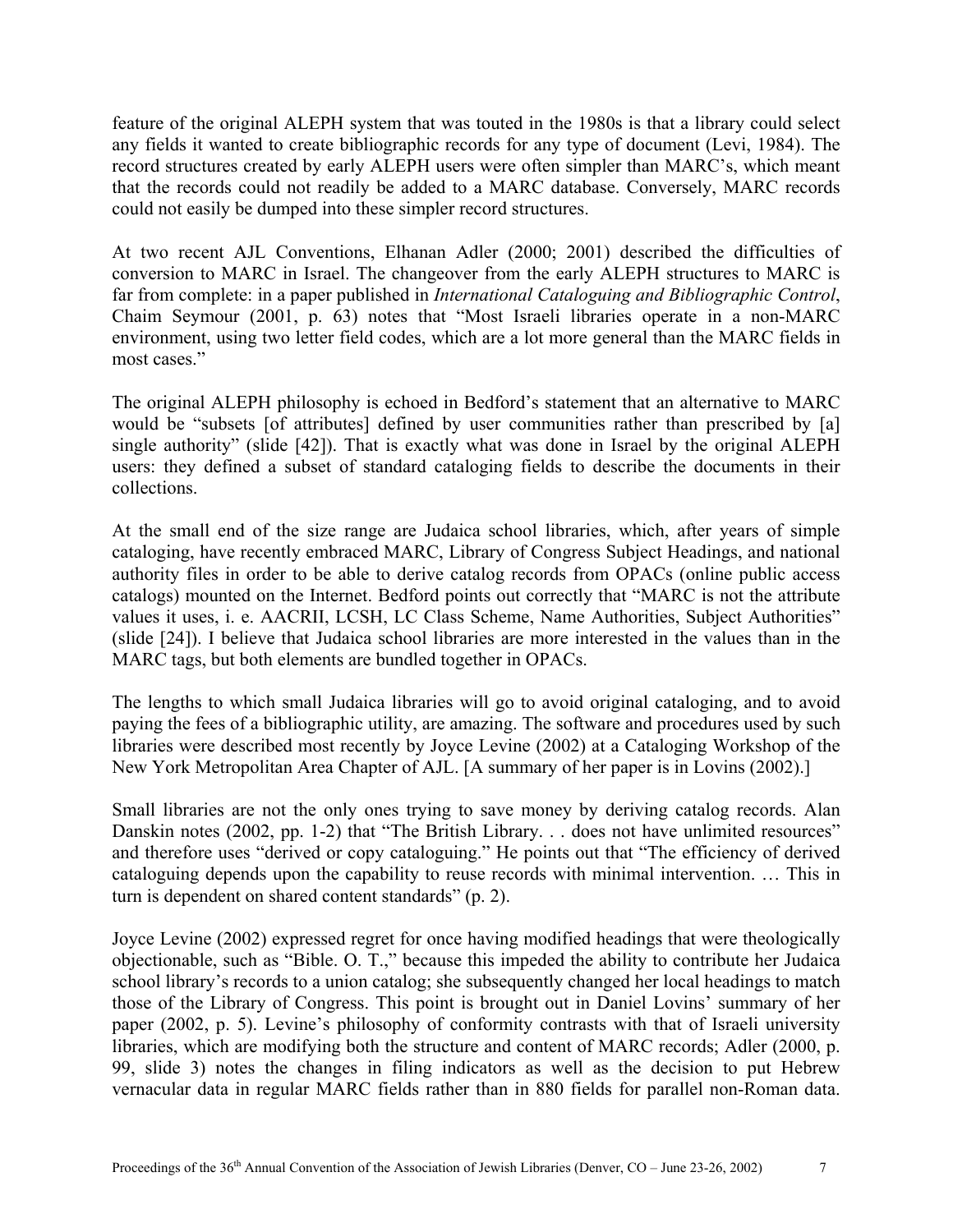feature of the original ALEPH system that was touted in the 1980s is that a library could select any fields it wanted to create bibliographic records for any type of document (Levi, 1984). The record structures created by early ALEPH users were often simpler than MARC's, which meant that the records could not readily be added to a MARC database. Conversely, MARC records could not easily be dumped into these simpler record structures.

At two recent AJL Conventions, Elhanan Adler (2000; 2001) described the difficulties of conversion to MARC in Israel. The changeover from the early ALEPH structures to MARC is far from complete: in a paper published in *International Cataloguing and Bibliographic Control*, Chaim Seymour (2001, p. 63) notes that "Most Israeli libraries operate in a non-MARC environment, using two letter field codes, which are a lot more general than the MARC fields in most cases."

The original ALEPH philosophy is echoed in Bedford's statement that an alternative to MARC would be "subsets [of attributes] defined by user communities rather than prescribed by [a] single authority" (slide [42]). That is exactly what was done in Israel by the original ALEPH users: they defined a subset of standard cataloging fields to describe the documents in their collections.

At the small end of the size range are Judaica school libraries, which, after years of simple cataloging, have recently embraced MARC, Library of Congress Subject Headings, and national authority files in order to be able to derive catalog records from OPACs (online public access catalogs) mounted on the Internet. Bedford points out correctly that "MARC is not the attribute values it uses, i. e. AACRII, LCSH, LC Class Scheme, Name Authorities, Subject Authorities" (slide [24]). I believe that Judaica school libraries are more interested in the values than in the MARC tags, but both elements are bundled together in OPACs.

The lengths to which small Judaica libraries will go to avoid original cataloging, and to avoid paying the fees of a bibliographic utility, are amazing. The software and procedures used by such libraries were described most recently by Joyce Levine (2002) at a Cataloging Workshop of the New York Metropolitan Area Chapter of AJL. [A summary of her paper is in Lovins (2002).]

Small libraries are not the only ones trying to save money by deriving catalog records. Alan Danskin notes (2002, pp. 1-2) that "The British Library. . . does not have unlimited resources" and therefore uses "derived or copy cataloguing." He points out that "The efficiency of derived cataloguing depends upon the capability to reuse records with minimal intervention. … This in turn is dependent on shared content standards" (p. 2).

Joyce Levine (2002) expressed regret for once having modified headings that were theologically objectionable, such as "Bible. O. T.," because this impeded the ability to contribute her Judaica school library's records to a union catalog; she subsequently changed her local headings to match those of the Library of Congress. This point is brought out in Daniel Lovins' summary of her paper (2002, p. 5). Levine's philosophy of conformity contrasts with that of Israeli university libraries, which are modifying both the structure and content of MARC records; Adler (2000, p. 99, slide 3) notes the changes in filing indicators as well as the decision to put Hebrew vernacular data in regular MARC fields rather than in 880 fields for parallel non-Roman data.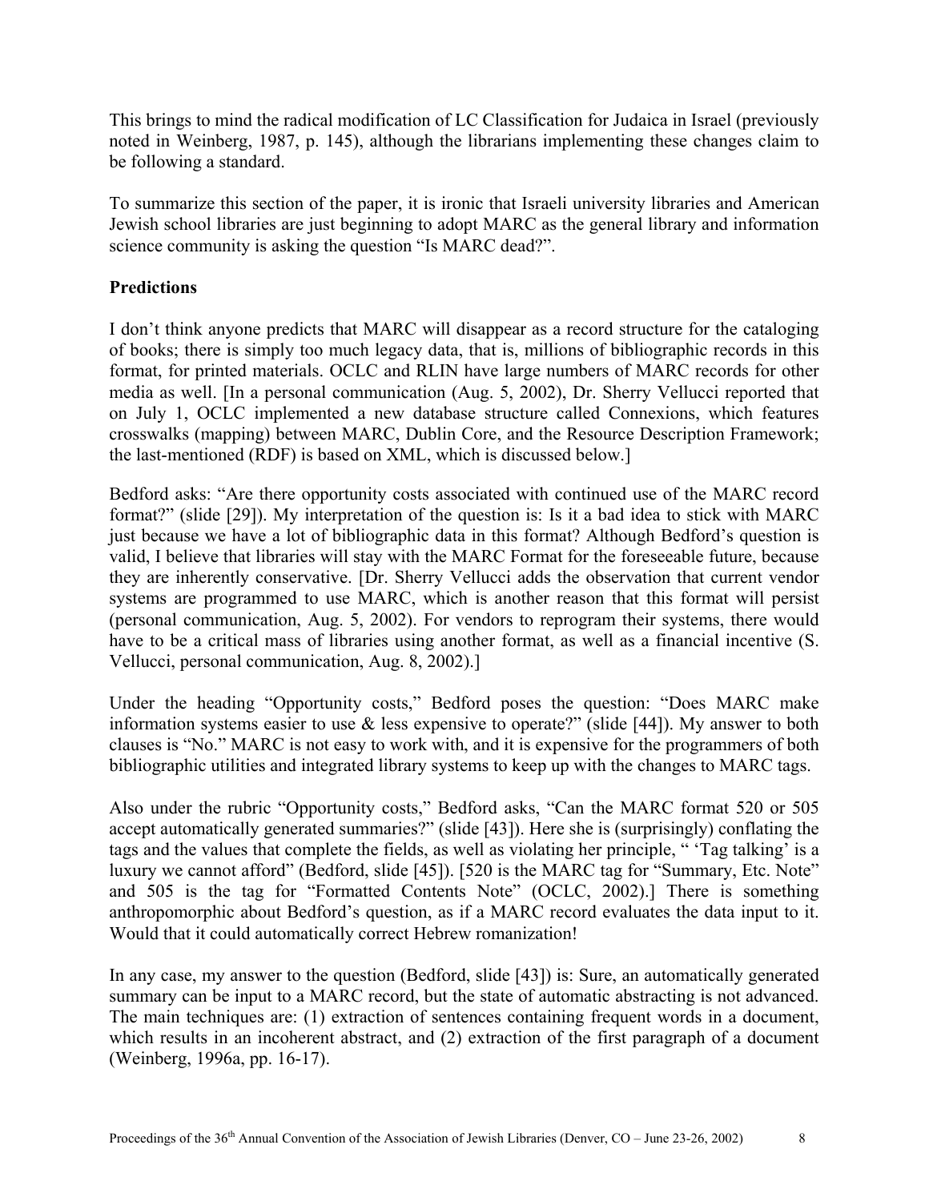This brings to mind the radical modification of LC Classification for Judaica in Israel (previously noted in Weinberg, 1987, p. 145), although the librarians implementing these changes claim to be following a standard.

To summarize this section of the paper, it is ironic that Israeli university libraries and American Jewish school libraries are just beginning to adopt MARC as the general library and information science community is asking the question "Is MARC dead?".

**Predictions**

I don't think anyone predicts that MARC will disappear as a record structure for the cataloging of books; there is simply too much legacy data, that is, millions of bibliographic records in this format, for printed materials. OCLC and RLIN have large numbers of MARC records for other media as well. [In a personal communication (Aug. 5, 2002), Dr. Sherry Vellucci reported that on July 1, OCLC implemented a new database structure called Connexions, which features crosswalks (mapping) between MARC, Dublin Core, and the Resource Description Framework; the last-mentioned (RDF) is based on XML, which is discussed below.]

Bedford asks: "Are there opportunity costs associated with continued use of the MARC record format?" (slide [29]). My interpretation of the question is: Is it a bad idea to stick with MARC just because we have a lot of bibliographic data in this format? Although Bedford's question is valid, I believe that libraries will stay with the MARC Format for the foreseeable future, because they are inherently conservative. [Dr. Sherry Vellucci adds the observation that current vendor systems are programmed to use MARC, which is another reason that this format will persist (personal communication, Aug. 5, 2002). For vendors to reprogram their systems, there would have to be a critical mass of libraries using another format, as well as a financial incentive (S. Vellucci, personal communication, Aug. 8, 2002).]

Under the heading "Opportunity costs," Bedford poses the question: "Does MARC make information systems easier to use & less expensive to operate?" (slide [44]). My answer to both clauses is "No." MARC is not easy to work with, and it is expensive for the programmers of both bibliographic utilities and integrated library systems to keep up with the changes to MARC tags.

Also under the rubric "Opportunity costs," Bedford asks, "Can the MARC format 520 or 505 accept automatically generated summaries?" (slide [43]). Here she is (surprisingly) conflating the tags and the values that complete the fields, as well as violating her principle, " 'Tag talking' is a luxury we cannot afford" (Bedford, slide [45]). [520 is the MARC tag for "Summary, Etc. Note" and 505 is the tag for "Formatted Contents Note" (OCLC, 2002).] There is something anthropomorphic about Bedford's question, as if a MARC record evaluates the data input to it. Would that it could automatically correct Hebrew romanization!

In any case, my answer to the question (Bedford, slide [43]) is: Sure, an automatically generated summary can be input to a MARC record, but the state of automatic abstracting is not advanced. The main techniques are: (1) extraction of sentences containing frequent words in a document, which results in an incoherent abstract, and (2) extraction of the first paragraph of a document (Weinberg, 1996a, pp. 16-17).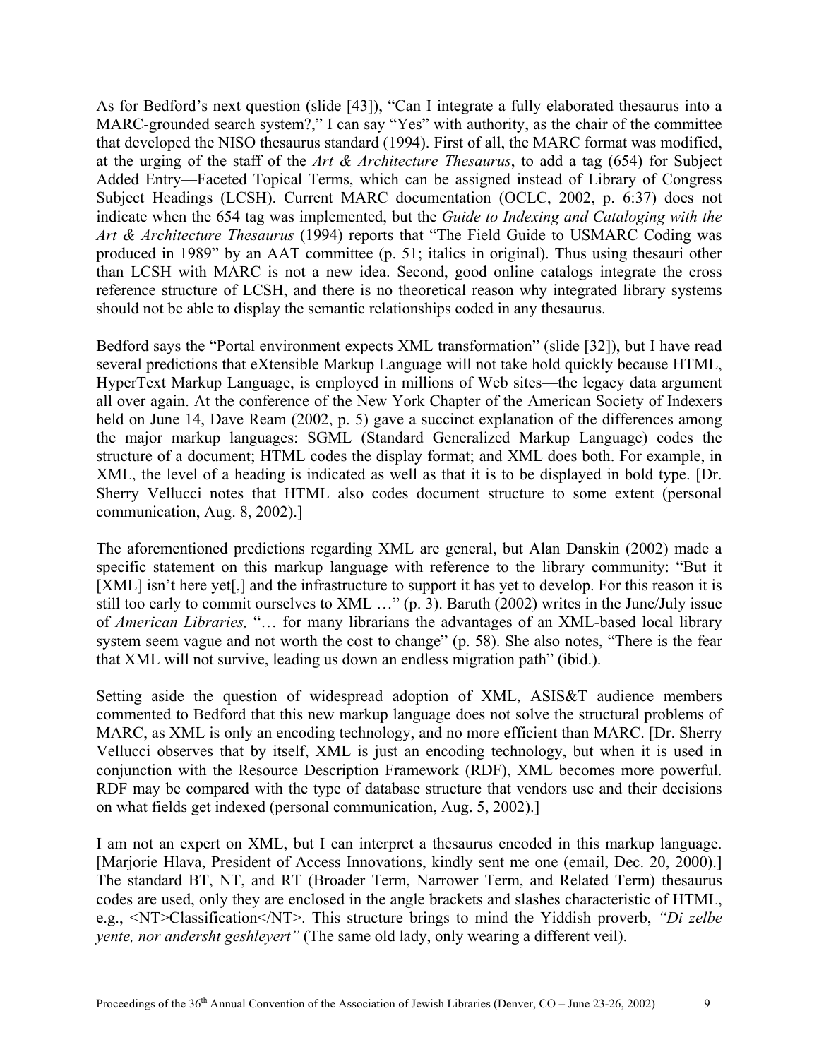As for Bedford's next question (slide [43]), "Can I integrate a fully elaborated thesaurus into a MARC-grounded search system?," I can say "Yes" with authority, as the chair of the committee that developed the NISO thesaurus standard (1994). First of all, the MARC format was modified, at the urging of the staff of the *Art & Architecture Thesaurus*, to add a tag (654) for Subject Added Entry—Faceted Topical Terms, which can be assigned instead of Library of Congress Subject Headings (LCSH). Current MARC documentation (OCLC, 2002, p. 6:37) does not indicate when the 654 tag was implemented, but the *Guide to Indexing and Cataloging with the Art & Architecture Thesaurus* (1994) reports that "The Field Guide to USMARC Coding was produced in 1989" by an AAT committee (p. 51; italics in original). Thus using thesauri other than LCSH with MARC is not a new idea. Second, good online catalogs integrate the cross reference structure of LCSH, and there is no theoretical reason why integrated library systems should not be able to display the semantic relationships coded in any thesaurus.

Bedford says the "Portal environment expects XML transformation" (slide [32]), but I have read several predictions that eXtensible Markup Language will not take hold quickly because HTML, HyperText Markup Language, is employed in millions of Web sites—the legacy data argument all over again. At the conference of the New York Chapter of the American Society of Indexers held on June 14, Dave Ream (2002, p. 5) gave a succinct explanation of the differences among the major markup languages: SGML (Standard Generalized Markup Language) codes the structure of a document; HTML codes the display format; and XML does both. For example, in XML, the level of a heading is indicated as well as that it is to be displayed in bold type. [Dr. Sherry Vellucci notes that HTML also codes document structure to some extent (personal communication, Aug. 8, 2002).]

The aforementioned predictions regarding XML are general, but Alan Danskin (2002) made a specific statement on this markup language with reference to the library community: "But it [XML] isn't here yet[,] and the infrastructure to support it has yet to develop. For this reason it is still too early to commit ourselves to XML …" (p. 3). Baruth (2002) writes in the June/July issue of *American Libraries,* "… for many librarians the advantages of an XML-based local library system seem vague and not worth the cost to change" (p. 58). She also notes, "There is the fear that XML will not survive, leading us down an endless migration path" (ibid.).

Setting aside the question of widespread adoption of XML, ASIS&T audience members commented to Bedford that this new markup language does not solve the structural problems of MARC, as XML is only an encoding technology, and no more efficient than MARC. [Dr. Sherry Vellucci observes that by itself, XML is just an encoding technology, but when it is used in conjunction with the Resource Description Framework (RDF), XML becomes more powerful. RDF may be compared with the type of database structure that vendors use and their decisions on what fields get indexed (personal communication, Aug. 5, 2002).]

I am not an expert on XML, but I can interpret a thesaurus encoded in this markup language. [Marjorie Hlava, President of Access Innovations, kindly sent me one (email, Dec. 20, 2000).] The standard BT, NT, and RT (Broader Term, Narrower Term, and Related Term) thesaurus codes are used, only they are enclosed in the angle brackets and slashes characteristic of HTML, e.g., <NT>Classification</NT>. This structure brings to mind the Yiddish proverb, *"Di zelbe yente, nor andersht geshleyert"* (The same old lady, only wearing a different veil).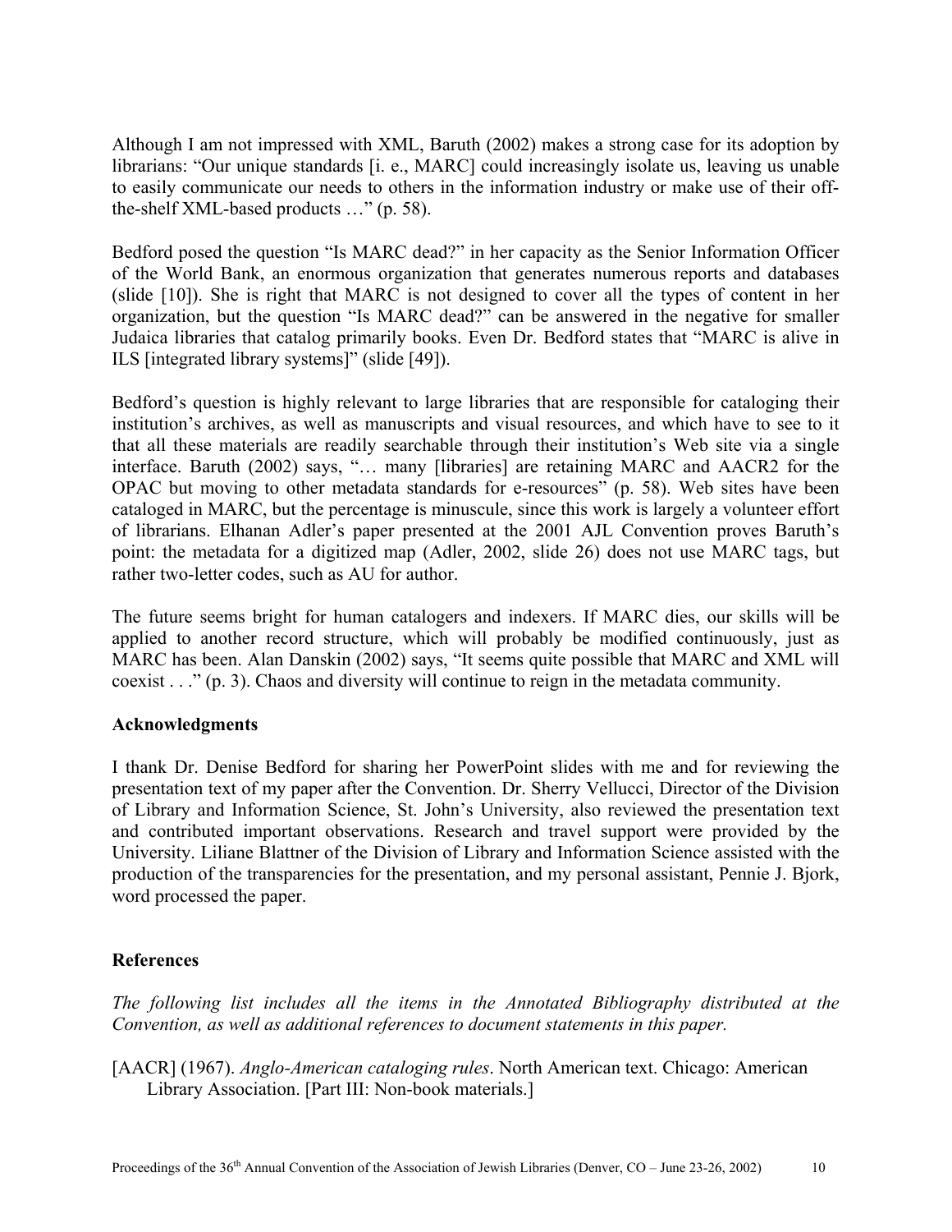Although I am not impressed with XML, Baruth (2002) makes a strong case for its adoption by librarians: "Our unique standards [i. e., MARC] could increasingly isolate us, leaving us unable to easily communicate our needs to others in the information industry or make use of their off-the-shelf XML-based products …" (p. 58).

Bedford posed the question "Is MARC dead?" in her capacity as the Senior Information Officer of the World Bank, an enormous organization that generates numerous reports and databases (slide [10]). She is right that MARC is not designed to cover all the types of content in her organization, but the question "Is MARC dead?" can be answered in the negative for smaller Judaica libraries that catalog primarily books. Even Dr. Bedford states that "MARC is alive in ILS [integrated library systems]" (slide [49]).

Bedford's question is highly relevant to large libraries that are responsible for cataloging their institution's archives, as well as manuscripts and visual resources, and which have to see to it that all these materials are readily searchable through their institution's Web site via a single interface. Baruth (2002) says, "… many [libraries] are retaining MARC and AACR2 for the OPAC but moving to other metadata standards for e-resources" (p. 58). Web sites have been cataloged in MARC, but the percentage is minuscule, since this work is largely a volunteer effort of librarians. Elhanan Adler's paper presented at the 2001 AJL Convention proves Baruth's point: the metadata for a digitized map (Adler, 2002, slide 26) does not use MARC tags, but rather two-letter codes, such as AU for author.

The future seems bright for human catalogers and indexers. If MARC dies, our skills will be applied to another record structure, which will probably be modified continuously, just as MARC has been. Alan Danskin (2002) says, "It seems quite possible that MARC and XML will coexist . . ." (p. 3). Chaos and diversity will continue to reign in the metadata community.

**Acknowledgments**

I thank Dr. Denise Bedford for sharing her PowerPoint slides with me and for reviewing the presentation text of my paper after the Convention. Dr. Sherry Vellucci, Director of the Division of Library and Information Science, St. John's University, also reviewed the presentation text and contributed important observations. Research and travel support were provided by the University. Liliane Blattner of the Division of Library and Information Science assisted with the production of the transparencies for the presentation, and my personal assistant, Pennie J. Bjork, word processed the paper.

**References**

*The following list includes all the items in the Annotated Bibliography distributed at the Convention, as well as additional references to document statements in this paper.*

[AACR] (1967). *Anglo-American cataloging rules*. North American text. Chicago: American Library Association. [Part III: Non-book materials.]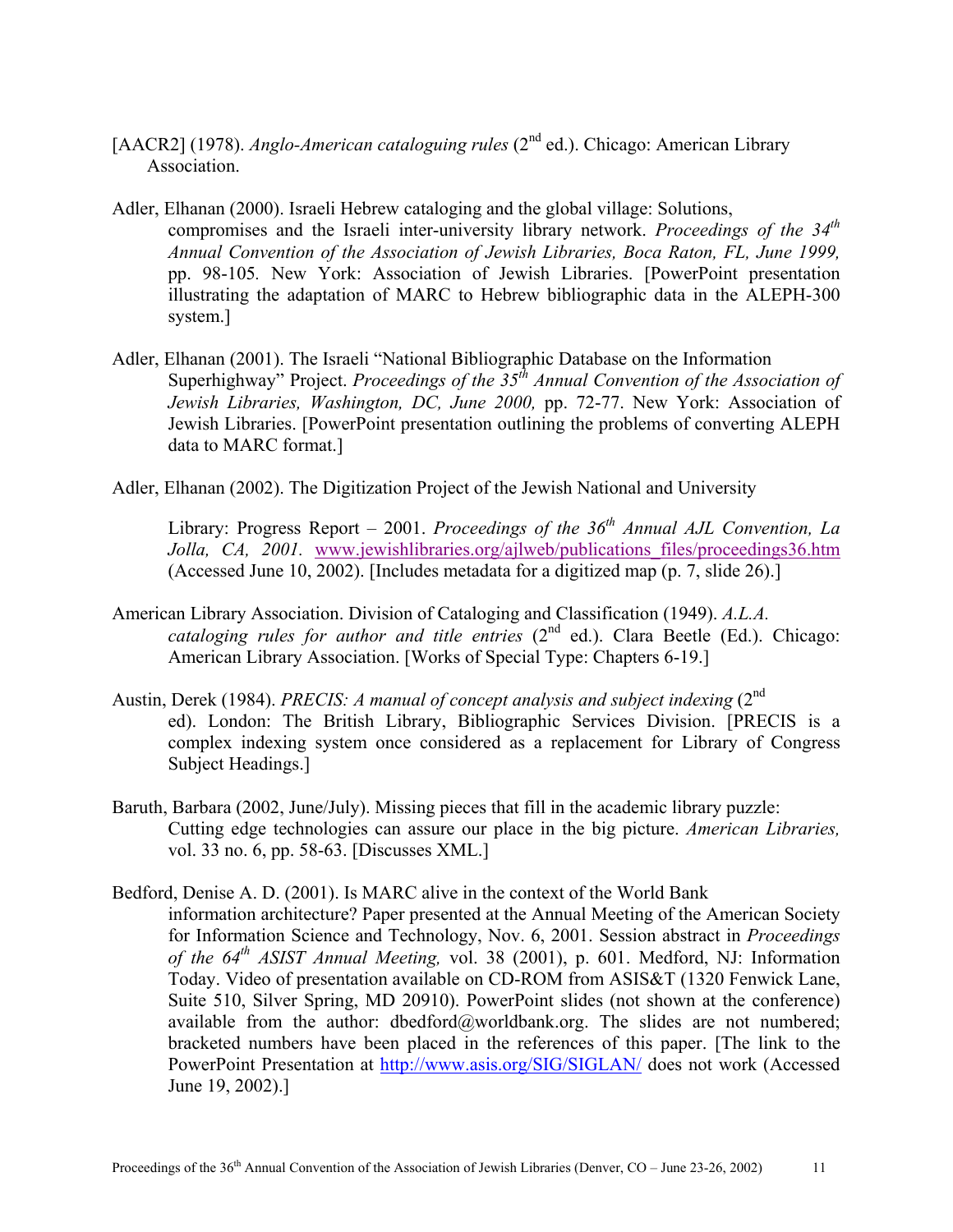[AACR2] (1978). *Anglo-American cataloguing rules* (2nd ed.). Chicago: American Library Association.

Adler, Elhanan (2000). Israeli Hebrew cataloging and the global village: Solutions, compromises and the Israeli inter-university library network. *Proceedings of the 34th Annual Convention of the Association of Jewish Libraries, Boca Raton, FL, June 1999,* pp. 98-105. New York: Association of Jewish Libraries. [PowerPoint presentation illustrating the adaptation of MARC to Hebrew bibliographic data in the ALEPH-300 system.]

Adler, Elhanan (2001). The Israeli "National Bibliographic Database on the Information Superhighway" Project. *Proceedings of the 35th Annual Convention of the Association of Jewish Libraries, Washington, DC, June 2000,* pp. 72-77. New York: Association of Jewish Libraries. [PowerPoint presentation outlining the problems of converting ALEPH data to MARC format.]

Adler, Elhanan (2002). The Digitization Project of the Jewish National and University Library: Progress Report – 2001. *Proceedings of the 36th Annual AJL Convention, La Jolla, CA, 2001.* www.jewishlibraries.org/ajlweb/publications_files/proceedings36.htm (Accessed June 10, 2002). [Includes metadata for a digitized map (p. 7, slide 26).]

American Library Association. Division of Cataloging and Classification (1949). *A.L.A. cataloging rules for author and title entries* (2nd ed.). Clara Beetle (Ed.). Chicago: American Library Association. [Works of Special Type: Chapters 6-19.]

Austin, Derek (1984). *PRECIS: A manual of concept analysis and subject indexing* (2nd ed). London: The British Library, Bibliographic Services Division. [PRECIS is a complex indexing system once considered as a replacement for Library of Congress Subject Headings.]

Baruth, Barbara (2002, June/July). Missing pieces that fill in the academic library puzzle: Cutting edge technologies can assure our place in the big picture. *American Libraries,* vol. 33 no. 6, pp. 58-63. [Discusses XML.]

Bedford, Denise A. D. (2001). Is MARC alive in the context of the World Bank information architecture? Paper presented at the Annual Meeting of the American Society for Information Science and Technology, Nov. 6, 2001. Session abstract in *Proceedings of the 64th ASIST Annual Meeting,* vol. 38 (2001), p. 601. Medford, NJ: Information Today. Video of presentation available on CD-ROM from ASIS&T (1320 Fenwick Lane, Suite 510, Silver Spring, MD 20910). PowerPoint slides (not shown at the conference) available from the author: dbedford@worldbank.org. The slides are not numbered; bracketed numbers have been placed in the references of this paper. [The link to the PowerPoint Presentation at http://www.asis.org/SIG/SIGLAN/ does not work (Accessed June 19, 2002).]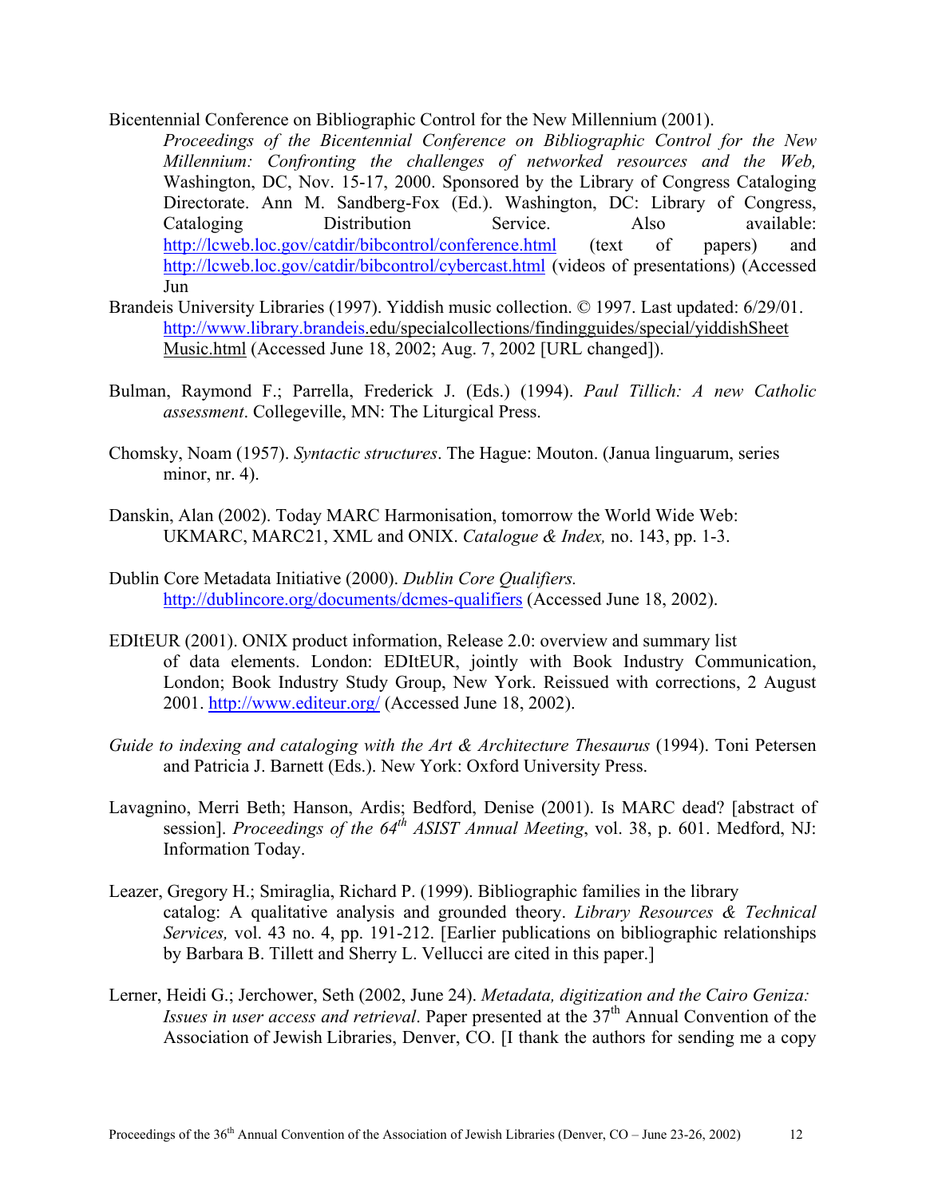Bicentennial Conference on Bibliographic Control for the New Millennium (2001). *Proceedings of the Bicentennial Conference on Bibliographic Control for the New Millennium: Confronting the challenges of networked resources and the Web,* Washington, DC, Nov. 15-17, 2000. Sponsored by the Library of Congress Cataloging Directorate. Ann M. Sandberg-Fox (Ed.). Washington, DC: Library of Congress, Cataloging Distribution Service. Also available: http://lcweb.loc.gov/catdir/bibcontrol/conference.html (text of papers) and http://lcweb.loc.gov/catdir/bibcontrol/cybercast.html (videos of presentations) (Accessed Jun

Brandeis University Libraries (1997). Yiddish music collection. © 1997. Last updated: 6/29/01. http://www.library.brandeis.edu/specialcollections/findingguides/special/yiddishSheetMusic.html (Accessed June 18, 2002; Aug. 7, 2002 [URL changed]).

Bulman, Raymond F.; Parrella, Frederick J. (Eds.) (1994). *Paul Tillich: A new Catholic assessment*. Collegeville, MN: The Liturgical Press.

Chomsky, Noam (1957). *Syntactic structures*. The Hague: Mouton. (Janua linguarum, series minor, nr. 4).

Danskin, Alan (2002). Today MARC Harmonisation, tomorrow the World Wide Web: UKMARC, MARC21, XML and ONIX. *Catalogue & Index,* no. 143, pp. 1-3.

Dublin Core Metadata Initiative (2000). *Dublin Core Qualifiers.* http://dublincore.org/documents/dcmes-qualifiers (Accessed June 18, 2002).

EDItEUR (2001). ONIX product information, Release 2.0: overview and summary list of data elements. London: EDItEUR, jointly with Book Industry Communication, London; Book Industry Study Group, New York. Reissued with corrections, 2 August 2001. http://www.editeur.org/ (Accessed June 18, 2002).

*Guide to indexing and cataloging with the Art & Architecture Thesaurus* (1994). Toni Petersen and Patricia J. Barnett (Eds.). New York: Oxford University Press.

Lavagnino, Merri Beth; Hanson, Ardis; Bedford, Denise (2001). Is MARC dead? [abstract of session]. *Proceedings of the 64th ASIST Annual Meeting*, vol. 38, p. 601. Medford, NJ: Information Today.

Leazer, Gregory H.; Smiraglia, Richard P. (1999). Bibliographic families in the library catalog: A qualitative analysis and grounded theory. *Library Resources & Technical Services,* vol. 43 no. 4, pp. 191-212. [Earlier publications on bibliographic relationships by Barbara B. Tillett and Sherry L. Vellucci are cited in this paper.]

Lerner, Heidi G.; Jerchower, Seth (2002, June 24). *Metadata, digitization and the Cairo Geniza: Issues in user access and retrieval*. Paper presented at the 37th Annual Convention of the Association of Jewish Libraries, Denver, CO. [I thank the authors for sending me a copy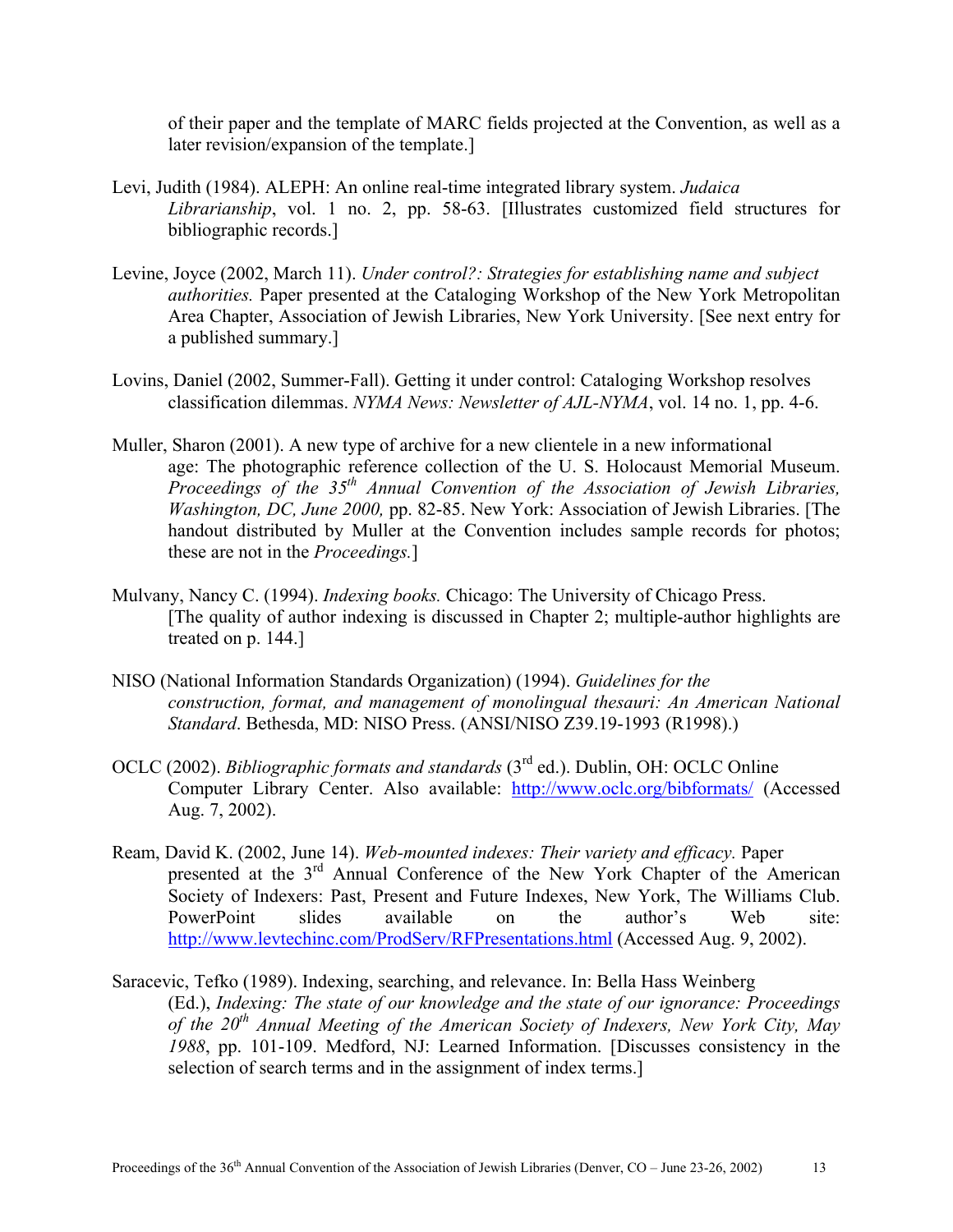of their paper and the template of MARC fields projected at the Convention, as well as a later revision/expansion of the template.]

Levi, Judith (1984). ALEPH: An online real-time integrated library system. *Judaica Librarianship*, vol. 1 no. 2, pp. 58-63. [Illustrates customized field structures for bibliographic records.]

Levine, Joyce (2002, March 11). *Under control?: Strategies for establishing name and subject authorities.* Paper presented at the Cataloging Workshop of the New York Metropolitan Area Chapter, Association of Jewish Libraries, New York University. [See next entry for a published summary.]

Lovins, Daniel (2002, Summer-Fall). Getting it under control: Cataloging Workshop resolves classification dilemmas. *NYMA News: Newsletter of AJL-NYMA*, vol. 14 no. 1, pp. 4-6.

Muller, Sharon (2001). A new type of archive for a new clientele in a new informational age: The photographic reference collection of the U. S. Holocaust Memorial Museum. *Proceedings of the 35th Annual Convention of the Association of Jewish Libraries, Washington, DC, June 2000,* pp. 82-85. New York: Association of Jewish Libraries. [The handout distributed by Muller at the Convention includes sample records for photos; these are not in the *Proceedings.*]

Mulvany, Nancy C. (1994). *Indexing books.* Chicago: The University of Chicago Press. [The quality of author indexing is discussed in Chapter 2; multiple-author highlights are treated on p. 144.]

NISO (National Information Standards Organization) (1994). *Guidelines for the construction, format, and management of monolingual thesauri: An American National Standard*. Bethesda, MD: NISO Press. (ANSI/NISO Z39.19-1993 (R1998).)

OCLC (2002). *Bibliographic formats and standards* (3rd ed.). Dublin, OH: OCLC Online Computer Library Center. Also available: http://www.oclc.org/bibformats/ (Accessed Aug. 7, 2002).

Ream, David K. (2002, June 14). *Web-mounted indexes: Their variety and efficacy.* Paper presented at the 3rd Annual Conference of the New York Chapter of the American Society of Indexers: Past, Present and Future Indexes, New York, The Williams Club. PowerPoint slides available on the author's Web site: http://www.levtechinc.com/ProdServ/RFPresentations.html (Accessed Aug. 9, 2002).

Saracevic, Tefko (1989). Indexing, searching, and relevance. In: Bella Hass Weinberg (Ed.), *Indexing: The state of our knowledge and the state of our ignorance: Proceedings of the 20th Annual Meeting of the American Society of Indexers, New York City, May 1988*, pp. 101-109. Medford, NJ: Learned Information. [Discusses consistency in the selection of search terms and in the assignment of index terms.]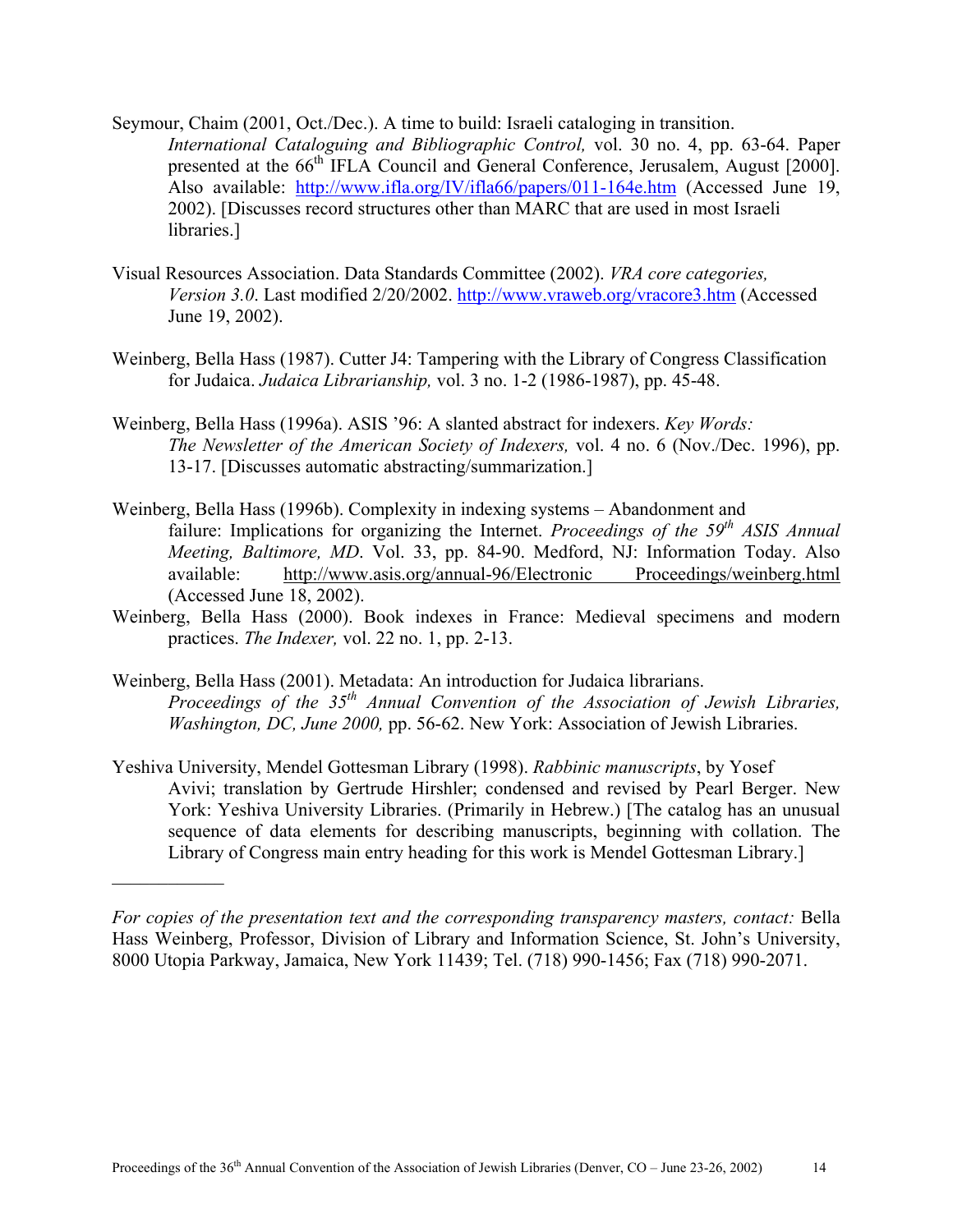Seymour, Chaim (2001, Oct./Dec.). A time to build: Israeli cataloging in transition. *International Cataloguing and Bibliographic Control,* vol. 30 no. 4, pp. 63-64. Paper presented at the 66th IFLA Council and General Conference, Jerusalem, August [2000]. Also available: http://www.ifla.org/IV/ifla66/papers/011-164e.htm (Accessed June 19, 2002). [Discusses record structures other than MARC that are used in most Israeli libraries.]

Visual Resources Association. Data Standards Committee (2002). *VRA core categories, Version 3.0*. Last modified 2/20/2002. http://www.vraweb.org/vracore3.htm (Accessed June 19, 2002).

Weinberg, Bella Hass (1987). Cutter J4: Tampering with the Library of Congress Classification for Judaica. *Judaica Librarianship,* vol. 3 no. 1-2 (1986-1987), pp. 45-48.

Weinberg, Bella Hass (1996a). ASIS '96: A slanted abstract for indexers. *Key Words: The Newsletter of the American Society of Indexers,* vol. 4 no. 6 (Nov./Dec. 1996), pp. 13-17. [Discusses automatic abstracting/summarization.]

Weinberg, Bella Hass (1996b). Complexity in indexing systems – Abandonment and failure: Implications for organizing the Internet. *Proceedings of the 59th ASIS Annual Meeting, Baltimore, MD*. Vol. 33, pp. 84-90. Medford, NJ: Information Today. Also available: http://www.asis.org/annual-96/Electronic Proceedings/weinberg.html (Accessed June 18, 2002).

Weinberg, Bella Hass (2000). Book indexes in France: Medieval specimens and modern practices. *The Indexer,* vol. 22 no. 1, pp. 2-13.

Weinberg, Bella Hass (2001). Metadata: An introduction for Judaica librarians. *Proceedings of the 35th Annual Convention of the Association of Jewish Libraries, Washington, DC, June 2000,* pp. 56-62. New York: Association of Jewish Libraries.

Yeshiva University, Mendel Gottesman Library (1998). *Rabbinic manuscripts*, by Yosef Avivi; translation by Gertrude Hirshler; condensed and revised by Pearl Berger. New York: Yeshiva University Libraries. (Primarily in Hebrew.) [The catalog has an unusual sequence of data elements for describing manuscripts, beginning with collation. The Library of Congress main entry heading for this work is Mendel Gottesman Library.]

---

*For copies of the presentation text and the corresponding transparency masters, contact:* Bella Hass Weinberg, Professor, Division of Library and Information Science, St. John's University, 8000 Utopia Parkway, Jamaica, New York 11439; Tel. (718) 990-1456; Fax (718) 990-2071.